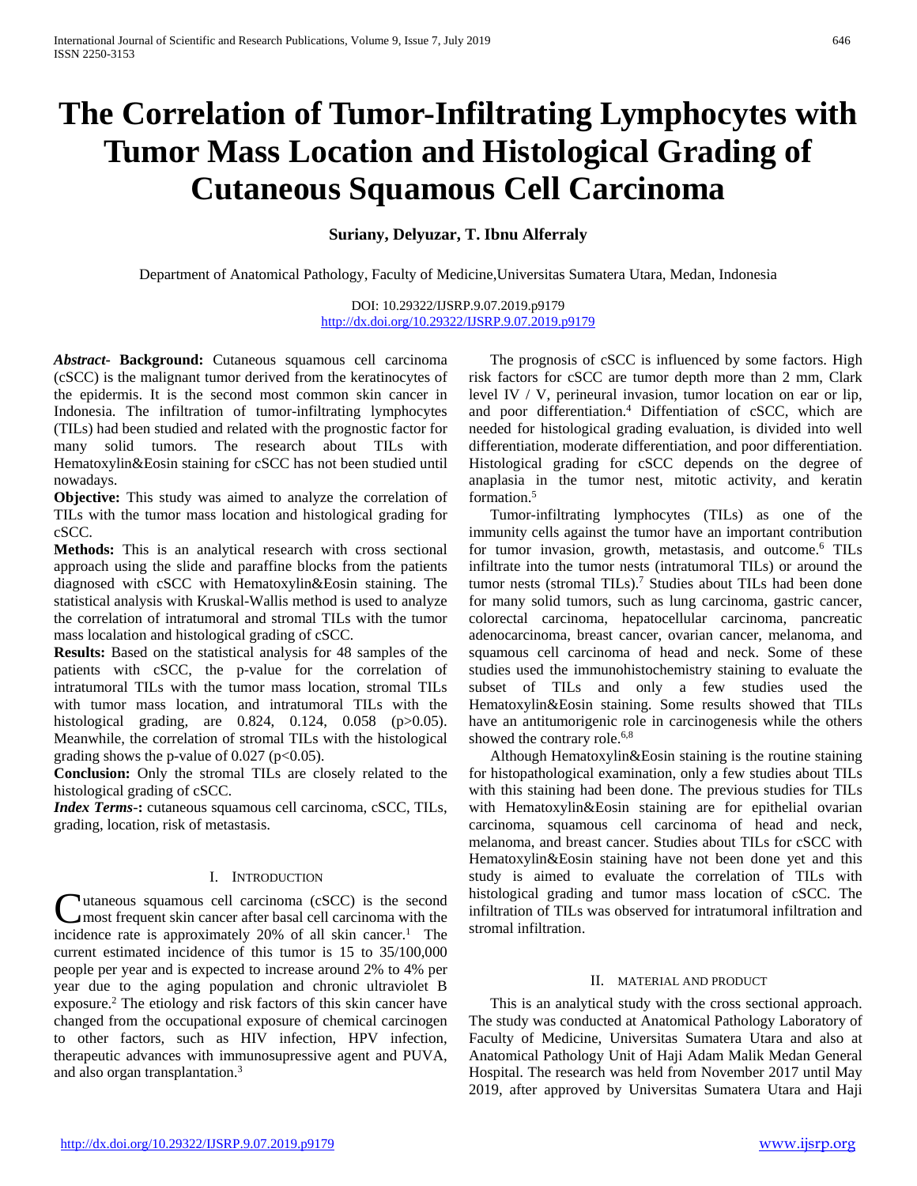# The Correlation of Tumor-Infiltrating Lymphocytes with Tumor Mass Location and Histological Grading of Cutaneous Squamous Cell Carcinoma

**Suriany, Delyuzar, T. Ibnu Alferraly**

Department of Anatomical Pathology, Faculty of Medicine,Universitas Sumatera Utara, Medan, Indonesia

DOI: 10.29322/IJSRP.9.07.2019.p9179
http://dx.doi.org/10.29322/IJSRP.9.07.2019.p9179

***Abstract*-** **Background:** Cutaneous squamous cell carcinoma (cSCC) is the malignant tumor derived from the keratinocytes of the epidermis. It is the second most common skin cancer in Indonesia. The infiltration of tumor-infiltrating lymphocytes (TILs) had been studied and related with the prognostic factor for many solid tumors. The research about TILs with Hematoxylin&Eosin staining for cSCC has not been studied until nowadays.

**Objective:** This study was aimed to analyze the correlation of TILs with the tumor mass location and histological grading for cSCC.

**Methods:** This is an analytical research with cross sectional approach using the slide and paraffine blocks from the patients diagnosed with cSCC with Hematoxylin&Eosin staining. The statistical analysis with Kruskal-Wallis method is used to analyze the correlation of intratumoral and stromal TILs with the tumor mass localation and histological grading of cSCC.

**Results:** Based on the statistical analysis for 48 samples of the patients with cSCC, the p-value for the correlation of intratumoral TILs with the tumor mass location, stromal TILs with tumor mass location, and intratumoral TILs with the histological grading, are 0.824, 0.124, 0.058 ($p>0.05$). Meanwhile, the correlation of stromal TILs with the histological grading shows the p-value of 0.027 ($p<0.05$).

**Conclusion:** Only the stromal TILs are closely related to the histological grading of cSCC.

***Index Terms*-:** cutaneous squamous cell carcinoma, cSCC, TILs, grading, location, risk of metastasis.

## I. Introduction

Cutaneous squamous cell carcinoma (cSCC) is the second most frequent skin cancer after basal cell carcinoma with the incidence rate is approximately 20% of all skin cancer.[1] The current estimated incidence of this tumor is 15 to 35/100,000 people per year and is expected to increase around 2% to 4% per year due to the aging population and chronic ultraviolet B exposure.[2] The etiology and risk factors of this skin cancer have changed from the occupational exposure of chemical carcinogen to other factors, such as HIV infection, HPV infection, therapeutic advances with immunosupressive agent and PUVA, and also organ transplantation.[3]

The prognosis of cSCC is influenced by some factors. High risk factors for cSCC are tumor depth more than 2 mm, Clark level IV / V, perineural invasion, tumor location on ear or lip, and poor differentiation.[4] Diffentiation of cSCC, which are needed for histological grading evaluation, is divided into well differentiation, moderate differentiation, and poor differentiation. Histological grading for cSCC depends on the degree of anaplasia in the tumor nest, mitotic activity, and keratin formation.[5]

Tumor-infiltrating lymphocytes (TILs) as one of the immunity cells against the tumor have an important contribution for tumor invasion, growth, metastasis, and outcome.[6] TILs infiltrate into the tumor nests (intratumoral TILs) or around the tumor nests (stromal TILs).[7] Studies about TILs had been done for many solid tumors, such as lung carcinoma, gastric cancer, colorectal carcinoma, hepatocellular carcinoma, pancreatic adenocarcinoma, breast cancer, ovarian cancer, melanoma, and squamous cell carcinoma of head and neck. Some of these studies used the immunohistochemistry staining to evaluate the subset of TILs and only a few studies used the Hematoxylin&Eosin staining. Some results showed that TILs have an antitumorigenic role in carcinogenesis while the others showed the contrary role.[6,8]

Although Hematoxylin&Eosin staining is the routine staining for histopathological examination, only a few studies about TILs with this staining had been done. The previous studies for TILs with Hematoxylin&Eosin staining are for epithelial ovarian carcinoma, squamous cell carcinoma of head and neck, melanoma, and breast cancer. Studies about TILs for cSCC with Hematoxylin&Eosin staining have not been done yet and this study is aimed to evaluate the correlation of TILs with histological grading and tumor mass location of cSCC. The infiltration of TILs was observed for intratumoral infiltration and stromal infiltration.

## II. Material and Product

This is an analytical study with the cross sectional approach. The study was conducted at Anatomical Pathology Laboratory of Faculty of Medicine, Universitas Sumatera Utara and also at Anatomical Pathology Unit of Haji Adam Malik Medan General Hospital. The research was held from November 2017 until May 2019, after approved by Universitas Sumatera Utara and Haji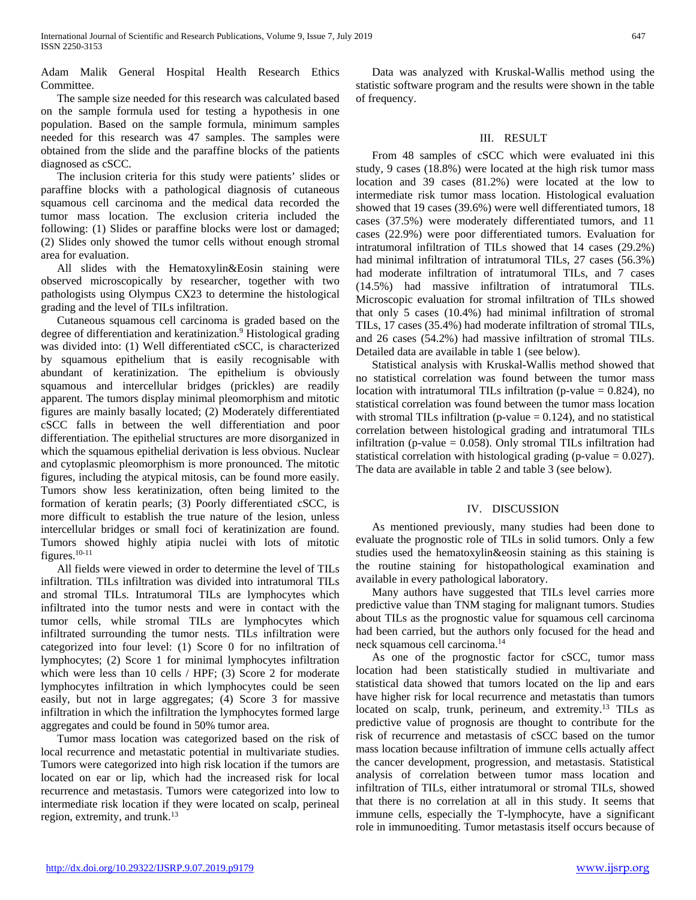Adam Malik General Hospital Health Research Ethics Committee.

The sample size needed for this research was calculated based on the sample formula used for testing a hypothesis in one population. Based on the sample formula, minimum samples needed for this research was 47 samples. The samples were obtained from the slide and the paraffine blocks of the patients diagnosed as cSCC.

The inclusion criteria for this study were patients' slides or paraffine blocks with a pathological diagnosis of cutaneous squamous cell carcinoma and the medical data recorded the tumor mass location. The exclusion criteria included the following: (1) Slides or paraffine blocks were lost or damaged; (2) Slides only showed the tumor cells without enough stromal area for evaluation.

All slides with the Hematoxylin&Eosin staining were observed microscopically by researcher, together with two pathologists using Olympus CX23 to determine the histological grading and the level of TILs infiltration.

Cutaneous squamous cell carcinoma is graded based on the degree of differentiation and keratinization.[9] Histological grading was divided into: (1) Well differentiated cSCC, is characterized by squamous epithelium that is easily recognisable with abundant of keratinization. The epithelium is obviously squamous and intercellular bridges (prickles) are readily apparent. The tumors display minimal pleomorphism and mitotic figures are mainly basally located; (2) Moderately differentiated cSCC falls in between the well differentiation and poor differentiation. The epithelial structures are more disorganized in which the squamous epithelial derivation is less obvious. Nuclear and cytoplasmic pleomorphism is more pronounced. The mitotic figures, including the atypical mitosis, can be found more easily. Tumors show less keratinization, often being limited to the formation of keratin pearls; (3) Poorly differentiated cSCC, is more difficult to establish the true nature of the lesion, unless intercellular bridges or small foci of keratinization are found. Tumors showed highly atipia nuclei with lots of mitotic figures.[10-11]

All fields were viewed in order to determine the level of TILs infiltration. TILs infiltration was divided into intratumoral TILs and stromal TILs. Intratumoral TILs are lymphocytes which infiltrated into the tumor nests and were in contact with the tumor cells, while stromal TILs are lymphocytes which infiltrated surrounding the tumor nests. TILs infiltration were categorized into four level: (1) Score 0 for no infiltration of lymphocytes; (2) Score 1 for minimal lymphocytes infiltration which were less than 10 cells / HPF; (3) Score 2 for moderate lymphocytes infiltration in which lymphocytes could be seen easily, but not in large aggregates; (4) Score 3 for massive infiltration in which the infiltration the lymphocytes formed large aggregates and could be found in 50% tumor area.

Tumor mass location was categorized based on the risk of local recurrence and metastatic potential in multivariate studies. Tumors were categorized into high risk location if the tumors are located on ear or lip, which had the increased risk for local recurrence and metastasis. Tumors were categorized into low to intermediate risk location if they were located on scalp, perineal region, extremity, and trunk.[13]

Data was analyzed with Kruskal-Wallis method using the statistic software program and the results were shown in the table of frequency.

## III. Result

From 48 samples of cSCC which were evaluated ini this study, 9 cases (18.8%) were located at the high risk tumor mass location and 39 cases (81.2%) were located at the low to intermediate risk tumor mass location. Histological evaluation showed that 19 cases (39.6%) were well differentiated tumors, 18 cases (37.5%) were moderately differentiated tumors, and 11 cases (22.9%) were poor differentiated tumors. Evaluation for intratumoral infiltration of TILs showed that 14 cases (29.2%) had minimal infiltration of intratumoral TILs, 27 cases (56.3%) had moderate infiltration of intratumoral TILs, and 7 cases (14.5%) had massive infiltration of intratumoral TILs. Microscopic evaluation for stromal infiltration of TILs showed that only 5 cases (10.4%) had minimal infiltration of stromal TILs, 17 cases (35.4%) had moderate infiltration of stromal TILs, and 26 cases (54.2%) had massive infiltration of stromal TILs. Detailed data are available in table 1 (see below).

Statistical analysis with Kruskal-Wallis method showed that no statistical correlation was found between the tumor mass location with intratumoral TILs infiltration (p-value = 0.824), no statistical correlation was found between the tumor mass location with stromal TILs infiltration (p-value = 0.124), and no statistical correlation between histological grading and intratumoral TILs infiltration (p-value = 0.058). Only stromal TILs infiltration had statistical correlation with histological grading (p-value = 0.027). The data are available in table 2 and table 3 (see below).

## IV. Discussion

As mentioned previously, many studies had been done to evaluate the prognostic role of TILs in solid tumors. Only a few studies used the hematoxylin&eosin staining as this staining is the routine staining for histopathological examination and available in every pathological laboratory.

Many authors have suggested that TILs level carries more predictive value than TNM staging for malignant tumors. Studies about TILs as the prognostic value for squamous cell carcinoma had been carried, but the authors only focused for the head and neck squamous cell carcinoma.[14]

As one of the prognostic factor for cSCC, tumor mass location had been statistically studied in multivariate and statistical data showed that tumors located on the lip and ears have higher risk for local recurrence and metastatis than tumors located on scalp, trunk, perineum, and extremity.[13] TILs as predictive value of prognosis are thought to contribute for the risk of recurrence and metastasis of cSCC based on the tumor mass location because infiltration of immune cells actually affect the cancer development, progression, and metastasis. Statistical analysis of correlation between tumor mass location and infiltration of TILs, either intratumoral or stromal TILs, showed that there is no correlation at all in this study. It seems that immune cells, especially the T-lymphocyte, have a significant role in immunoediting. Tumor metastasis itself occurs because of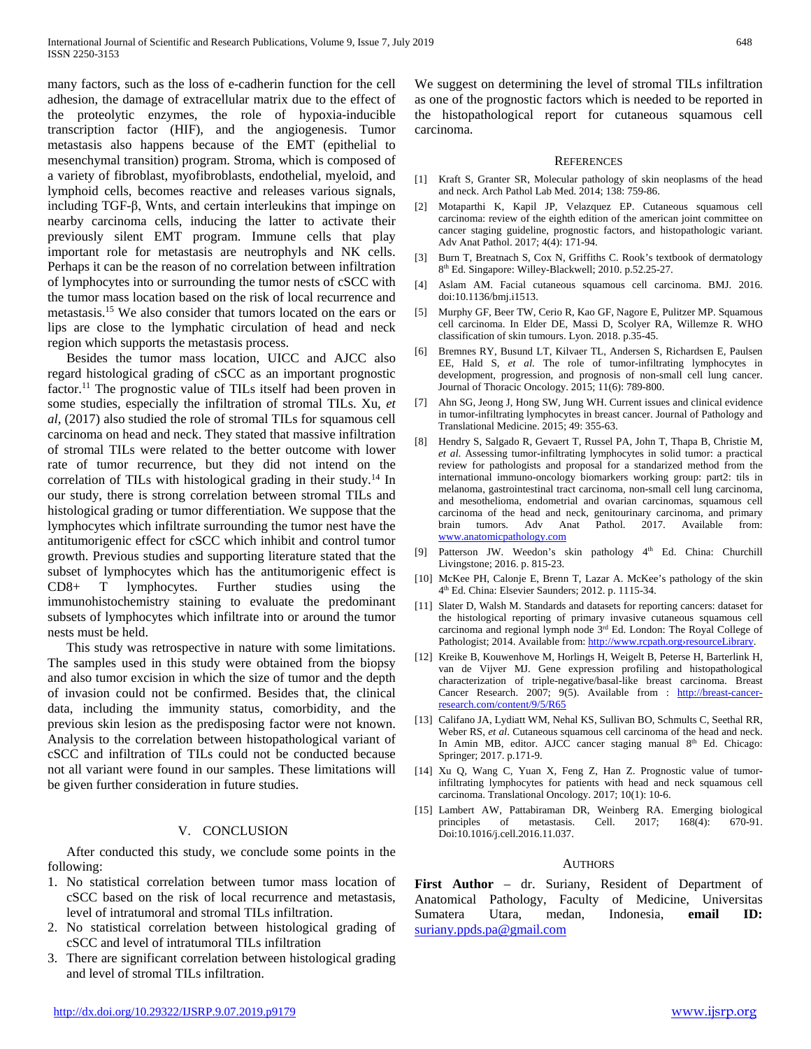many factors, such as the loss of e-cadherin function for the cell adhesion, the damage of extracellular matrix due to the effect of the proteolytic enzymes, the role of hypoxia-inducible transcription factor (HIF), and the angiogenesis. Tumor metastasis also happens because of the EMT (epithelial to mesenchymal transition) program. Stroma, which is composed of a variety of fibroblast, myofibroblasts, endothelial, myeloid, and lymphoid cells, becomes reactive and releases various signals, including TGF-β, Wnts, and certain interleukins that impinge on nearby carcinoma cells, inducing the latter to activate their previously silent EMT program. Immune cells that play important role for metastasis are neutrophyls and NK cells. Perhaps it can be the reason of no correlation between infiltration of lymphocytes into or surrounding the tumor nests of cSCC with the tumor mass location based on the risk of local recurrence and metastasis.[15] We also consider that tumors located on the ears or lips are close to the lymphatic circulation of head and neck region which supports the metastasis process.

Besides the tumor mass location, UICC and AJCC also regard histological grading of cSCC as an important prognostic factor.[11] The prognostic value of TILs itself had been proven in some studies, especially the infiltration of stromal TILs. Xu, *et al*, (2017) also studied the role of stromal TILs for squamous cell carcinoma on head and neck. They stated that massive infiltration of stromal TILs were related to the better outcome with lower rate of tumor recurrence, but they did not intend on the correlation of TILs with histological grading in their study.[14] In our study, there is strong correlation between stromal TILs and histological grading or tumor differentiation. We suppose that the lymphocytes which infiltrate surrounding the tumor nest have the antitumorigenic effect for cSCC which inhibit and control tumor growth. Previous studies and supporting literature stated that the subset of lymphocytes which has the antitumorigenic effect is CD8+ T lymphocytes. Further studies using the immunohistochemistry staining to evaluate the predominant subsets of lymphocytes which infiltrate into or around the tumor nests must be held.

This study was retrospective in nature with some limitations. The samples used in this study were obtained from the biopsy and also tumor excision in which the size of tumor and the depth of invasion could not be confirmed. Besides that, the clinical data, including the immunity status, comorbidity, and the previous skin lesion as the predisposing factor were not known. Analysis to the correlation between histopathological variant of cSCC and infiltration of TILs could not be conducted because not all variant were found in our samples. These limitations will be given further consideration in future studies.

## V. Conclusion

After conducted this study, we conclude some points in the following:

1. No statistical correlation between tumor mass location of cSCC based on the risk of local recurrence and metastasis, level of intratumoral and stromal TILs infiltration.
2. No statistical correlation between histological grading of cSCC and level of intratumoral TILs infiltration
3. There are significant correlation between histological grading and level of stromal TILs infiltration.

We suggest on determining the level of stromal TILs infiltration as one of the prognostic factors which is needed to be reported in the histopathological report for cutaneous squamous cell carcinoma.

## References

[1] Kraft S, Granter SR, Molecular pathology of skin neoplasms of the head and neck. Arch Pathol Lab Med. 2014; 138: 759-86.

[2] Motaparthi K, Kapil JP, Velazquez EP. Cutaneous squamous cell carcinoma: review of the eighth edition of the american joint committee on cancer staging guideline, prognostic factors, and histopathologic variant. Adv Anat Pathol. 2017; 4(4): 171-94.

[3] Burn T, Breatnach S, Cox N, Griffiths C. Rook's textbook of dermatology 8th Ed. Singapore: Willey-Blackwell; 2010. p.52.25-27.

[4] Aslam AM. Facial cutaneous squamous cell carcinoma. BMJ. 2016. doi:10.1136/bmj.i1513.

[5] Murphy GF, Beer TW, Cerio R, Kao GF, Nagore E, Pulitzer MP. Squamous cell carcinoma. In Elder DE, Massi D, Scolyer RA, Willemze R. WHO classification of skin tumours. Lyon. 2018. p.35-45.

[6] Bremnes RY, Busund LT, Kilvaer TL, Andersen S, Richardsen E, Paulsen EE, Hald S, *et al.* The role of tumor-infiltrating lymphocytes in development, progression, and prognosis of non-small cell lung cancer. Journal of Thoracic Oncology. 2015; 11(6): 789-800.

[7] Ahn SG, Jeong J, Hong SW, Jung WH. Current issues and clinical evidence in tumor-infiltrating lymphocytes in breast cancer. Journal of Pathology and Translational Medicine. 2015; 49: 355-63.

[8] Hendry S, Salgado R, Gevaert T, Russel PA, John T, Thapa B, Christie M, *et al.* Assessing tumor-infiltrating lymphocytes in solid tumor: a practical review for pathologists and proposal for a standarized method from the international immuno-oncology biomarkers working group: part2: tils in melanoma, gastrointestinal tract carcinoma, non-small cell lung carcinoma, and mesothelioma, endometrial and ovarian carcinomas, squamous cell carcinoma of the head and neck, genitourinary carcinoma, and primary brain tumors. Adv Anat Pathol. 2017. Available from: www.anatomicpathology.com

[9] Patterson JW. Weedon's skin pathology 4th Ed. China: Churchill Livingstone; 2016. p. 815-23.

[10] McKee PH, Calonje E, Brenn T, Lazar A. McKee's pathology of the skin 4th Ed. China: Elsevier Saunders; 2012. p. 1115-34.

[11] Slater D, Walsh M. Standards and datasets for reporting cancers: dataset for the histological reporting of primary invasive cutaneous squamous cell carcinoma and regional lymph node 3rd Ed. London: The Royal College of Pathologist; 2014. Available from: http://www.rcpath.org›resourceLibrary.

[12] Kreike B, Kouwenhove M, Horlings H, Weigelt B, Peterse H, Barterlink H, van de Vijver MJ. Gene expression profiling and histopathological characterization of triple-negative/basal-like breast carcinoma. Breast Cancer Research. 2007; 9(5). Available from : http://breast-cancer-research.com/content/9/5/R65

[13] Califano JA, Lydiatt WM, Nehal KS, Sullivan BO, Schmults C, Seethal RR, Weber RS, *et al*. Cutaneous squamous cell carcinoma of the head and neck. In Amin MB, editor. AJCC cancer staging manual 8th Ed. Chicago: Springer; 2017. p.171-9.

[14] Xu Q, Wang C, Yuan X, Feng Z, Han Z. Prognostic value of tumor-infiltrating lymphocytes for patients with head and neck squamous cell carcinoma. Translational Oncology. 2017; 10(1): 10-6.

[15] Lambert AW, Pattabiraman DR, Weinberg RA. Emerging biological principles of metastasis. Cell. 2017; 168(4): 670-91. Doi:10.1016/j.cell.2016.11.037.

## Authors

**First Author** – dr. Suriany, Resident of Department of Anatomical Pathology, Faculty of Medicine, Universitas Sumatera Utara, medan, Indonesia, **email ID:** suriany.ppds.pa@gmail.com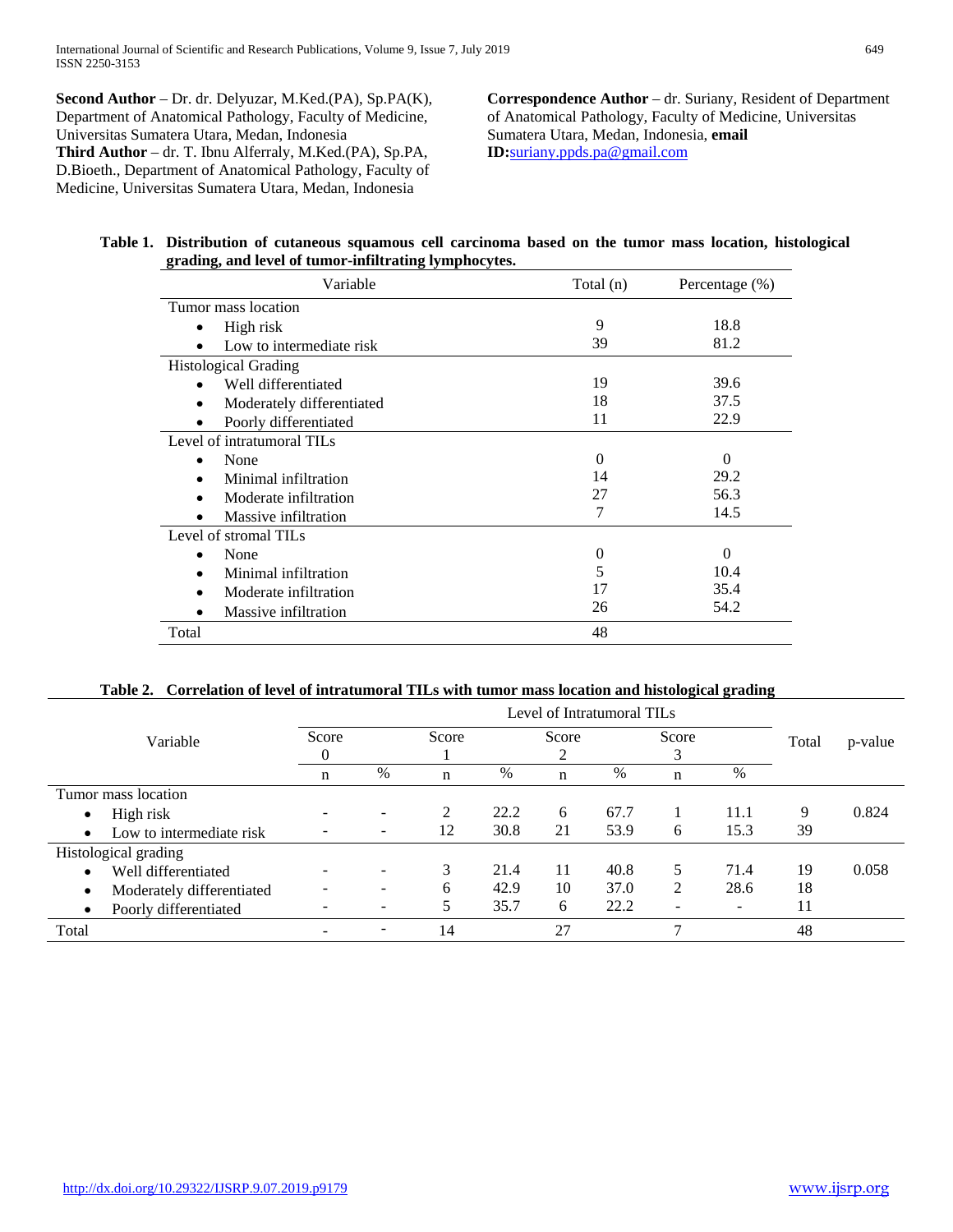**Second Author** – Dr. dr. Delyuzar, M.Ked.(PA), Sp.PA(K), Department of Anatomical Pathology, Faculty of Medicine, Universitas Sumatera Utara, Medan, Indonesia

**Third Author** – dr. T. Ibnu Alferraly, M.Ked.(PA), Sp.PA, D.Bioeth., Department of Anatomical Pathology, Faculty of Medicine, Universitas Sumatera Utara, Medan, Indonesia

**Correspondence Author** – dr. Suriany, Resident of Department of Anatomical Pathology, Faculty of Medicine, Universitas Sumatera Utara, Medan, Indonesia, **email ID:**suriany.ppds.pa@gmail.com

**Table 1. Distribution of cutaneous squamous cell carcinoma based on the tumor mass location, histological grading, and level of tumor-infiltrating lymphocytes.**

| Variable | Total (n) | Percentage (%) |
|---|---|---|
| Tumor mass location | | |
| • High risk | 9 | 18.8 |
| • Low to intermediate risk | 39 | 81.2 |
| Histological Grading | | |
| • Well differentiated | 19 | 39.6 |
| • Moderately differentiated | 18 | 37.5 |
| • Poorly differentiated | 11 | 22.9 |
| Level of intratumoral TILs | | |
| • None | 0 | 0 |
| • Minimal infiltration | 14 | 29.2 |
| • Moderate infiltration | 27 | 56.3 |
| • Massive infiltration | 7 | 14.5 |
| Level of stromal TILs | | |
| • None | 0 | 0 |
| • Minimal infiltration | 5 | 10.4 |
| • Moderate infiltration | 17 | 35.4 |
| • Massive infiltration | 26 | 54.2 |
| Total | 48 | |

**Table 2. Correlation of level of intratumoral TILs with tumor mass location and histological grading**

| Variable | Level of Intratumoral TILs | | | | | | | | Total | p-value |
|---|---|---|---|---|---|---|---|---|---|---|
| | Score 0 | | Score 1 | | Score 2 | | Score 3 | | | |
| | n | % | n | % | n | % | n | % | | |
| Tumor mass location | | | | | | | | | | |
| • High risk | - | - | 2 | 22.2 | 6 | 67.7 | 1 | 11.1 | 9 | 0.824 |
| • Low to intermediate risk | - | - | 12 | 30.8 | 21 | 53.9 | 6 | 15.3 | 39 | |
| Histological grading | | | | | | | | | | |
| • Well differentiated | - | - | 3 | 21.4 | 11 | 40.8 | 5 | 71.4 | 19 | 0.058 |
| • Moderately differentiated | - | - | 6 | 42.9 | 10 | 37.0 | 2 | 28.6 | 18 | |
| • Poorly differentiated | - | - | 5 | 35.7 | 6 | 22.2 | - | - | 11 | |
| Total | - | - | 14 | | 27 | | 7 | | 48 | |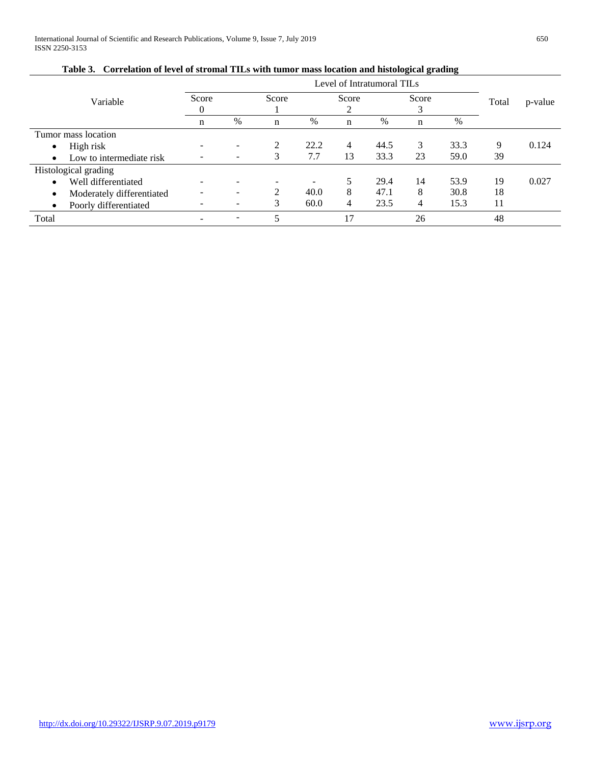**Table 3. Correlation of level of stromal TILs with tumor mass location and histological grading**

| Variable | Level of Intratumoral TILs | | | | | | | | Total | p-value |
|---|---|---|---|---|---|---|---|---|---|---|
| | Score 0 | | Score 1 | | Score 2 | | Score 3 | | | |
| | n | % | n | % | n | % | n | % | | |
| Tumor mass location | | | | | | | | | | |
| • High risk | - | - | 2 | 22.2 | 4 | 44.5 | 3 | 33.3 | 9 | 0.124 |
| • Low to intermediate risk | - | - | 3 | 7.7 | 13 | 33.3 | 23 | 59.0 | 39 | |
| Histological grading | | | | | | | | | | |
| • Well differentiated | - | - | - | - | 5 | 29.4 | 14 | 53.9 | 19 | 0.027 |
| • Moderately differentiated | - | - | 2 | 40.0 | 8 | 47.1 | 8 | 30.8 | 18 | |
| • Poorly differentiated | - | - | 3 | 60.0 | 4 | 23.5 | 4 | 15.3 | 11 | |
| Total | - | - | 5 | | 17 | | 26 | | 48 | |